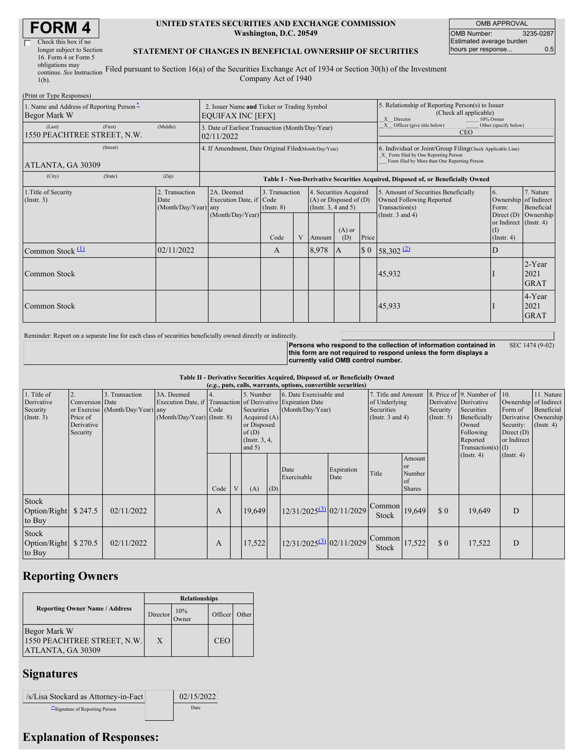# FORM 4

☐ Check this box if no longer subject to Section 16. Form 4 or Form 5 obligations may continue. *See* Instruction 1(b).

**UNITED STATES SECURITIES AND EXCHANGE COMMISSION**
**Washington, D.C. 20549**

**STATEMENT OF CHANGES IN BENEFICIAL OWNERSHIP OF SECURITIES**

Filed pursuant to Section 16(a) of the Securities Exchange Act of 1934 or Section 30(h) of the Investment Company Act of 1940

| OMB APPROVAL | |
|---|---|
| OMB Number: | 3235-0287 |
| Estimated average burden hours per response... | 0.5 |

(Print or Type Responses)

| 1. Name and Address of Reporting Person* | 2. Issuer Name **and** Ticker or Trading Symbol | 5. Relationship of Reporting Person(s) to Issuer (Check all applicable) |
|---|---|---|
| Begor Mark W | EQUIFAX INC [EFX] | _X_ Director ___ 10% Owner |
| (Last) (First) (Middle) 1550 PEACHTREE STREET, N.W. | 3. Date of Earliest Transaction (Month/Day/Year) 02/11/2022 | _X_ Officer (give title below) ___ Other (specify below) CEO |
| (Street) ATLANTA, GA 30309 | 4. If Amendment, Date Original Filed (Month/Day/Year) | 6. Individual or Joint/Group Filing (Check Applicable Line) _X_ Form filed by One Reporting Person ___ Form filed by More than One Reporting Person |
| (City) (State) (Zip) | | |

**Table I - Non-Derivative Securities Acquired, Disposed of, or Beneficially Owned**

| 1.Title of Security (Instr. 3) | 2. Transaction Date (Month/Day/Year) | 2A. Deemed Execution Date, if any (Month/Day/Year) | 3. Transaction Code (Instr. 8) | | 4. Securities Acquired (A) or Disposed of (D) (Instr. 3, 4 and 5) | | | 5. Amount of Securities Beneficially Owned Following Reported Transaction(s) (Instr. 3 and 4) | 6. Ownership Form: Direct (D) or Indirect (I) (Instr. 4) | 7. Nature of Indirect Beneficial Ownership (Instr. 4) |
|---|---|---|---|---|---|---|---|---|---|---|
| | | | Code | V | Amount | (A) or (D) | Price | | | |
| Common Stock [(1)] | 02/11/2022 | | A | | 8,978 | A | $ 0 | 58,302 [(2)] | D | |
| Common Stock | | | | | | | | 45,932 | I | 2-Year 2021 GRAT |
| Common Stock | | | | | | | | 45,933 | I | 4-Year 2021 GRAT |

Reminder: Report on a separate line for each class of securities beneficially owned directly or indirectly.

**Persons who respond to the collection of information contained in this form are not required to respond unless the form displays a currently valid OMB control number.** SEC 1474 (9-02)

**Table II - Derivative Securities Acquired, Disposed of, or Beneficially Owned**
**(*e.g.*, puts, calls, warrants, options, convertible securities)**

| 1. Title of Derivative Security (Instr. 3) | 2. Conversion or Exercise Price of Derivative Security | 3. Transaction Date (Month/Day/Year) | 3A. Deemed Execution Date, if any (Month/Day/Year) | 4. Transaction Code (Instr. 8) | | 5. Number of Derivative Securities Acquired (A) or Disposed of (D) (Instr. 3, 4, and 5) | | 6. Date Exercisable and Expiration Date (Month/Day/Year) | | 7. Title and Amount of Underlying Securities (Instr. 3 and 4) | | 8. Price of Derivative Security (Instr. 5) | 9. Number of Derivative Securities Beneficially Owned Following Reported Transaction(s) (Instr. 4) | 10. Ownership Form of Derivative Security: Direct (D) or Indirect (I) (Instr. 4) | 11. Nature of Indirect Beneficial Ownership (Instr. 4) |
|---|---|---|---|---|---|---|---|---|---|---|---|---|---|---|---|
| | | | | Code | V | (A) | (D) | Date Exercisable | Expiration Date | Title | Amount or Number of Shares | | | | |
| Stock Option/Right to Buy | $ 247.5 | 02/11/2022 | | A | | 19,649 | | 12/31/2025 [(3)] | 02/11/2029 | Common Stock | 19,649 | $ 0 | 19,649 | D | |
| Stock Option/Right to Buy | $ 270.5 | 02/11/2022 | | A | | 17,522 | | 12/31/2025 [(3)] | 02/11/2029 | Common Stock | 17,522 | $ 0 | 17,522 | D | |

## Reporting Owners

| Reporting Owner Name / Address | Relationships | | | |
|---|---|---|---|---|
| | Director | 10% Owner | Officer | Other |
| Begor Mark W 1550 PEACHTREE STREET, N.W. ATLANTA, GA 30309 | X | | CEO | |

## Signatures

| /s/Lisa Stockard as Attorney-in-Fact | 02/15/2022 |
|---|---|
| **Signature of Reporting Person | Date |

## Explanation of Responses: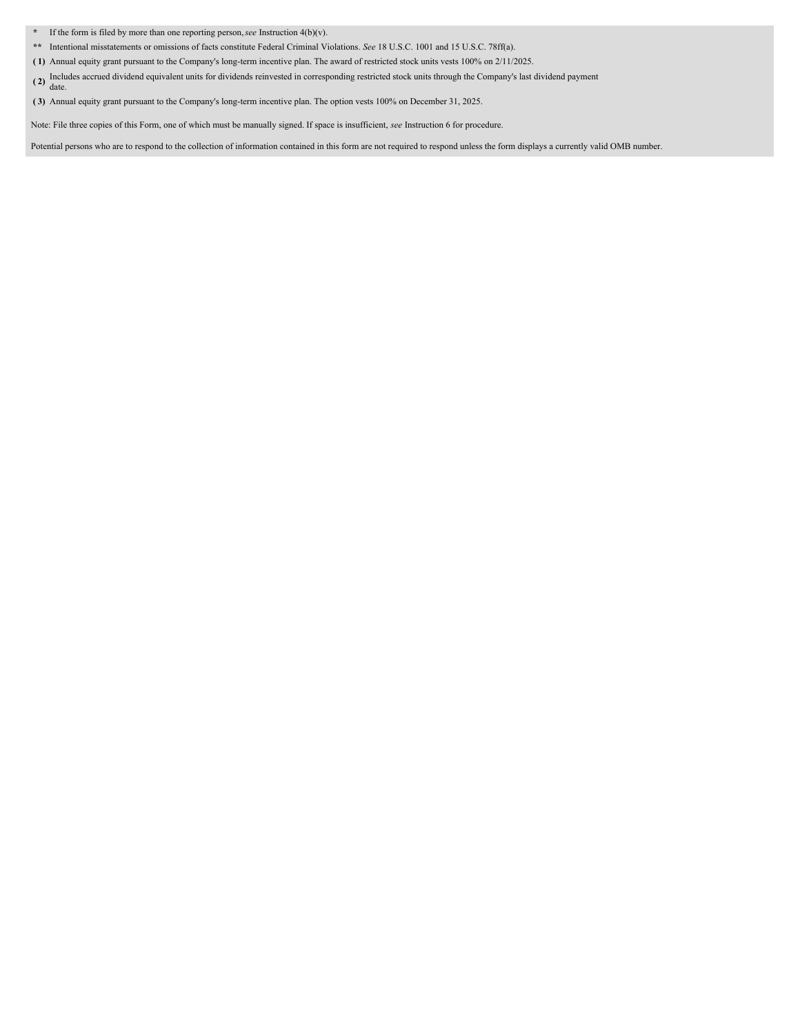\* If the form is filed by more than one reporting person, *see* Instruction 4(b)(v).

\*\* Intentional misstatements or omissions of facts constitute Federal Criminal Violations. *See* 18 U.S.C. 1001 and 15 U.S.C. 78ff(a).

(1) Annual equity grant pursuant to the Company's long-term incentive plan. The award of restricted stock units vests 100% on 2/11/2025.

(2) Includes accrued dividend equivalent units for dividends reinvested in corresponding restricted stock units through the Company's last dividend payment date.

(3) Annual equity grant pursuant to the Company's long-term incentive plan. The option vests 100% on December 31, 2025.

Note: File three copies of this Form, one of which must be manually signed. If space is insufficient, *see* Instruction 6 for procedure.

Potential persons who are to respond to the collection of information contained in this form are not required to respond unless the form displays a currently valid OMB number.